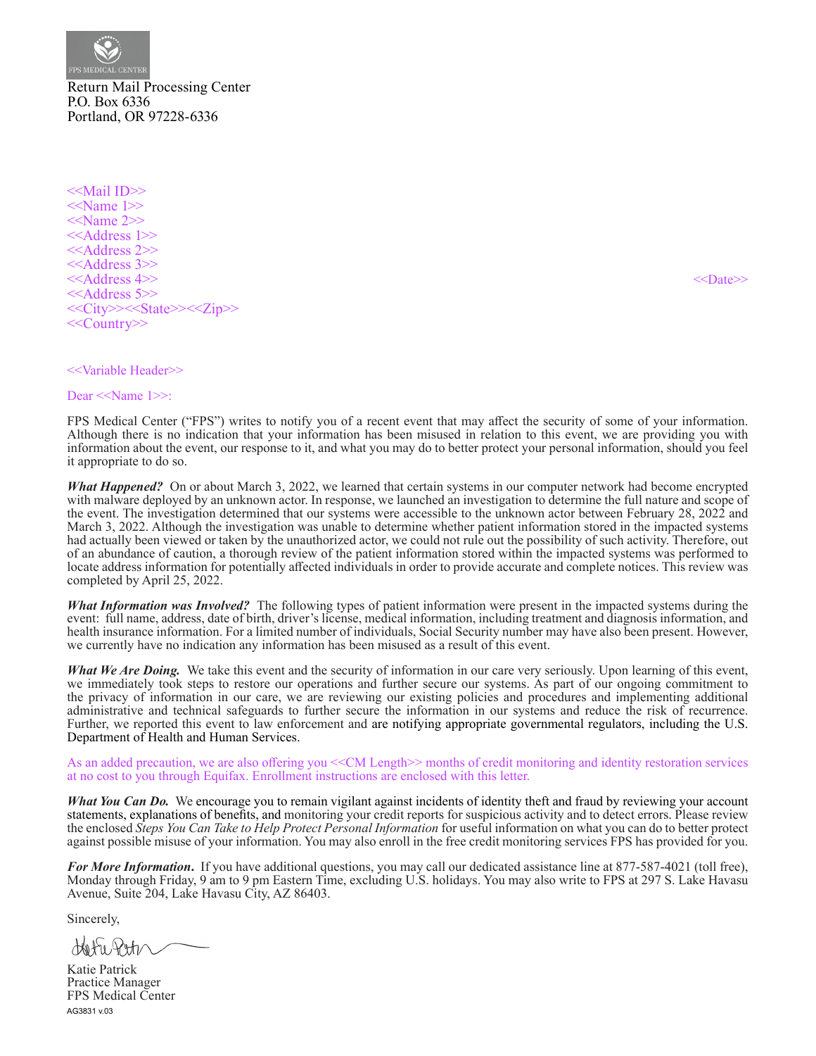FPS MEDICAL CENTER

Return Mail Processing Center
P.O. Box 6336
Portland, OR 97228-6336

<<Mail ID>>
<<Name 1>>
<<Name 2>>
<<Address 1>>
<<Address 2>>
<<Address 3>>
<<Address 4>>
<<Address 5>>
<<City>><<State>><<Zip>>
<<Country>>

<<Date>>

<<Variable Header>>

Dear <<Name 1>>:

FPS Medical Center ("FPS") writes to notify you of a recent event that may affect the security of some of your information. Although there is no indication that your information has been misused in relation to this event, we are providing you with information about the event, our response to it, and what you may do to better protect your personal information, should you feel it appropriate to do so.

***What Happened?*** On or about March 3, 2022, we learned that certain systems in our computer network had become encrypted with malware deployed by an unknown actor. In response, we launched an investigation to determine the full nature and scope of the event. The investigation determined that our systems were accessible to the unknown actor between February 28, 2022 and March 3, 2022. Although the investigation was unable to determine whether patient information stored in the impacted systems had actually been viewed or taken by the unauthorized actor, we could not rule out the possibility of such activity. Therefore, out of an abundance of caution, a thorough review of the patient information stored within the impacted systems was performed to locate address information for potentially affected individuals in order to provide accurate and complete notices. This review was completed by April 25, 2022.

***What Information was Involved?*** The following types of patient information were present in the impacted systems during the event: full name, address, date of birth, driver's license, medical information, including treatment and diagnosis information, and health insurance information. For a limited number of individuals, Social Security number may have also been present. However, we currently have no indication any information has been misused as a result of this event.

***What We Are Doing.*** We take this event and the security of information in our care very seriously. Upon learning of this event, we immediately took steps to restore our operations and further secure our systems. As part of our ongoing commitment to the privacy of information in our care, we are reviewing our existing policies and procedures and implementing additional administrative and technical safeguards to further secure the information in our systems and reduce the risk of recurrence. Further, we reported this event to law enforcement and are notifying appropriate governmental regulators, including the U.S. Department of Health and Human Services.

As an added precaution, we are also offering you <<CM Length>> months of credit monitoring and identity restoration services at no cost to you through Equifax. Enrollment instructions are enclosed with this letter.

***What You Can Do.*** We encourage you to remain vigilant against incidents of identity theft and fraud by reviewing your account statements, explanations of benefits, and monitoring your credit reports for suspicious activity and to detect errors. Please review the enclosed *Steps You Can Take to Help Protect Personal Information* for useful information on what you can do to better protect against possible misuse of your information. You may also enroll in the free credit monitoring services FPS has provided for you.

***For More Information.*** If you have additional questions, you may call our dedicated assistance line at 877-587-4021 (toll free), Monday through Friday, 9 am to 9 pm Eastern Time, excluding U.S. holidays. You may also write to FPS at 297 S. Lake Havasu Avenue, Suite 204, Lake Havasu City, AZ 86403.

Sincerely,

Katie Patrick
Practice Manager
FPS Medical Center

AG3831 v.03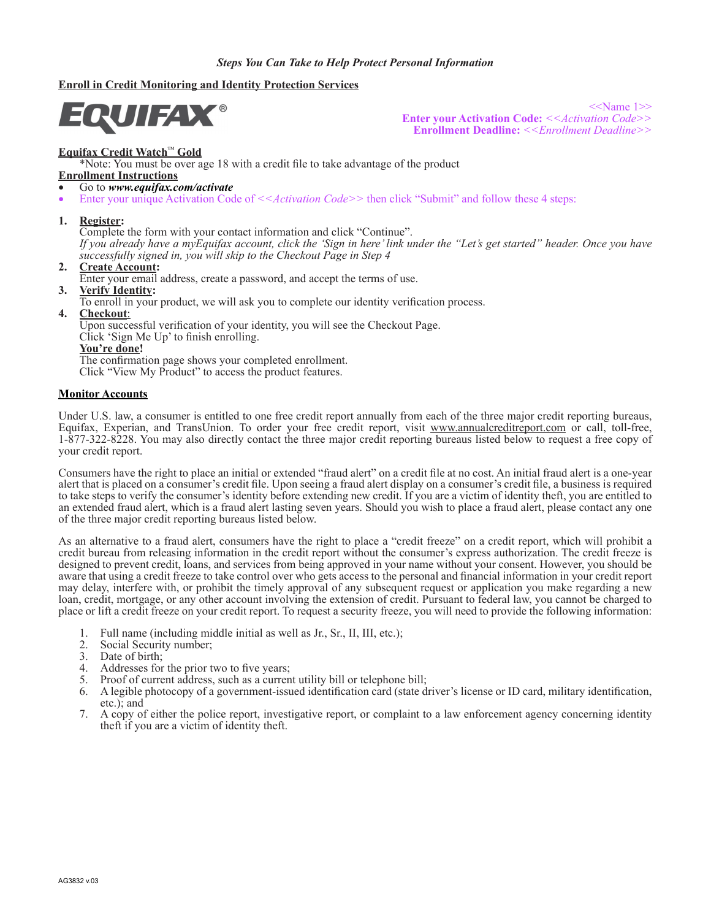*Steps You Can Take to Help Protect Personal Information*

**Enroll in Credit Monitoring and Identity Protection Services**

EQUIFAX®

<<Name 1>>
**Enter your Activation Code:** *<<Activation Code>>*
**Enrollment Deadline:** *<<Enrollment Deadline>>*

**Equifax Credit Watch™ Gold**

*Note: You must be over age 18 with a credit file to take advantage of the product

**Enrollment Instructions**

- Go to ***www.equifax.com/activate***
- Enter your unique Activation Code of <<*Activation Code*>> then click "Submit" and follow these 4 steps:

1. **Register:**
   Complete the form with your contact information and click "Continue".
   *If you already have a myEquifax account, click the 'Sign in here' link under the "Let's get started" header. Once you have successfully signed in, you will skip to the Checkout Page in Step 4*
2. **Create Account:**
   Enter your email address, create a password, and accept the terms of use.
3. **Verify Identity:**
   To enroll in your product, we will ask you to complete our identity verification process.
4. **Checkout:**
   Upon successful verification of your identity, you will see the Checkout Page.
   Click 'Sign Me Up' to finish enrolling.
   **You're done!**
   The confirmation page shows your completed enrollment.
   Click "View My Product" to access the product features.

**Monitor Accounts**

Under U.S. law, a consumer is entitled to one free credit report annually from each of the three major credit reporting bureaus, Equifax, Experian, and TransUnion. To order your free credit report, visit www.annualcreditreport.com or call, toll-free, 1-877-322-8228. You may also directly contact the three major credit reporting bureaus listed below to request a free copy of your credit report.

Consumers have the right to place an initial or extended "fraud alert" on a credit file at no cost. An initial fraud alert is a one-year alert that is placed on a consumer's credit file. Upon seeing a fraud alert display on a consumer's credit file, a business is required to take steps to verify the consumer's identity before extending new credit. If you are a victim of identity theft, you are entitled to an extended fraud alert, which is a fraud alert lasting seven years. Should you wish to place a fraud alert, please contact any one of the three major credit reporting bureaus listed below.

As an alternative to a fraud alert, consumers have the right to place a "credit freeze" on a credit report, which will prohibit a credit bureau from releasing information in the credit report without the consumer's express authorization. The credit freeze is designed to prevent credit, loans, and services from being approved in your name without your consent. However, you should be aware that using a credit freeze to take control over who gets access to the personal and financial information in your credit report may delay, interfere with, or prohibit the timely approval of any subsequent request or application you make regarding a new loan, credit, mortgage, or any other account involving the extension of credit. Pursuant to federal law, you cannot be charged to place or lift a credit freeze on your credit report. To request a security freeze, you will need to provide the following information:

1. Full name (including middle initial as well as Jr., Sr., II, III, etc.);
2. Social Security number;
3. Date of birth;
4. Addresses for the prior two to five years;
5. Proof of current address, such as a current utility bill or telephone bill;
6. A legible photocopy of a government-issued identification card (state driver's license or ID card, military identification, etc.); and
7. A copy of either the police report, investigative report, or complaint to a law enforcement agency concerning identity theft if you are a victim of identity theft.

AG3832 v.03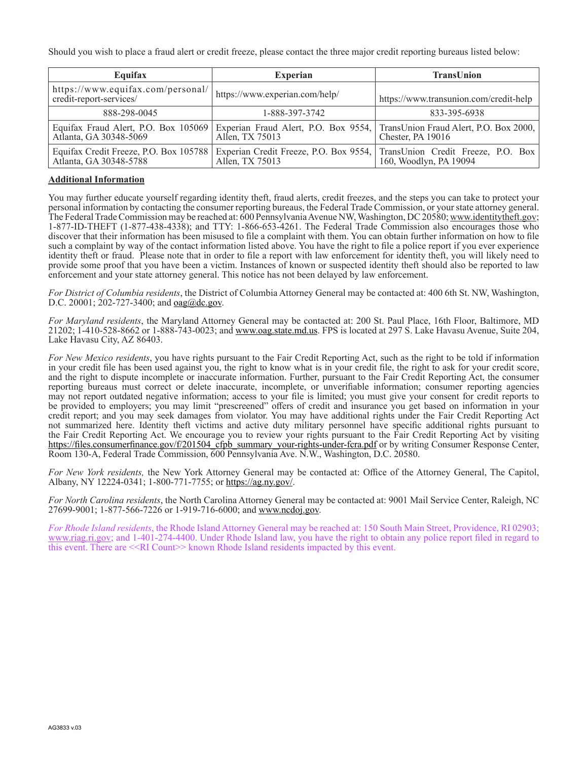Should you wish to place a fraud alert or credit freeze, please contact the three major credit reporting bureaus listed below:

| Equifax | Experian | TransUnion |
|---|---|---|
| https://www.equifax.com/personal/credit-report-services/ | https://www.experian.com/help/ | https://www.transunion.com/credit-help |
| 888-298-0045 | 1-888-397-3742 | 833-395-6938 |
| Equifax Fraud Alert, P.O. Box 105069 Atlanta, GA 30348-5069 | Experian Fraud Alert, P.O. Box 9554, Allen, TX 75013 | TransUnion Fraud Alert, P.O. Box 2000, Chester, PA 19016 |
| Equifax Credit Freeze, P.O. Box 105788 Atlanta, GA 30348-5788 | Experian Credit Freeze, P.O. Box 9554, Allen, TX 75013 | TransUnion Credit Freeze, P.O. Box 160, Woodlyn, PA 19094 |

**Additional Information**

You may further educate yourself regarding identity theft, fraud alerts, credit freezes, and the steps you can take to protect your personal information by contacting the consumer reporting bureaus, the Federal Trade Commission, or your state attorney general. The Federal Trade Commission may be reached at: 600 Pennsylvania Avenue NW, Washington, DC 20580; www.identitytheft.gov; 1-877-ID-THEFT (1-877-438-4338); and TTY: 1-866-653-4261. The Federal Trade Commission also encourages those who discover that their information has been misused to file a complaint with them. You can obtain further information on how to file such a complaint by way of the contact information listed above. You have the right to file a police report if you ever experience identity theft or fraud. Please note that in order to file a report with law enforcement for identity theft, you will likely need to provide some proof that you have been a victim. Instances of known or suspected identity theft should also be reported to law enforcement and your state attorney general. This notice has not been delayed by law enforcement.

*For District of Columbia residents*, the District of Columbia Attorney General may be contacted at: 400 6th St. NW, Washington, D.C. 20001; 202-727-3400; and oag@dc.gov.

*For Maryland residents*, the Maryland Attorney General may be contacted at: 200 St. Paul Place, 16th Floor, Baltimore, MD 21202; 1-410-528-8662 or 1-888-743-0023; and www.oag.state.md.us. FPS is located at 297 S. Lake Havasu Avenue, Suite 204, Lake Havasu City, AZ 86403.

*For New Mexico residents*, you have rights pursuant to the Fair Credit Reporting Act, such as the right to be told if information in your credit file has been used against you, the right to know what is in your credit file, the right to ask for your credit score, and the right to dispute incomplete or inaccurate information. Further, pursuant to the Fair Credit Reporting Act, the consumer reporting bureaus must correct or delete inaccurate, incomplete, or unverifiable information; consumer reporting agencies may not report outdated negative information; access to your file is limited; you must give your consent for credit reports to be provided to employers; you may limit "prescreened" offers of credit and insurance you get based on information in your credit report; and you may seek damages from violator. You may have additional rights under the Fair Credit Reporting Act not summarized here. Identity theft victims and active duty military personnel have specific additional rights pursuant to the Fair Credit Reporting Act. We encourage you to review your rights pursuant to the Fair Credit Reporting Act by visiting https://files.consumerfinance.gov/f/201504_cfpb_summary_your-rights-under-fcra.pdf or by writing Consumer Response Center, Room 130-A, Federal Trade Commission, 600 Pennsylvania Ave. N.W., Washington, D.C. 20580.

*For New York residents,* the New York Attorney General may be contacted at: Office of the Attorney General, The Capitol, Albany, NY 12224-0341; 1-800-771-7755; or https://ag.ny.gov/.

*For North Carolina residents*, the North Carolina Attorney General may be contacted at: 9001 Mail Service Center, Raleigh, NC 27699-9001; 1-877-566-7226 or 1-919-716-6000; and www.ncdoj.gov.

*For Rhode Island residents*, the Rhode Island Attorney General may be reached at: 150 South Main Street, Providence, RI 02903; www.riag.ri.gov; and 1-401-274-4400. Under Rhode Island law, you have the right to obtain any police report filed in regard to this event. There are <<RI Count>> known Rhode Island residents impacted by this event.

AG3833 v.03